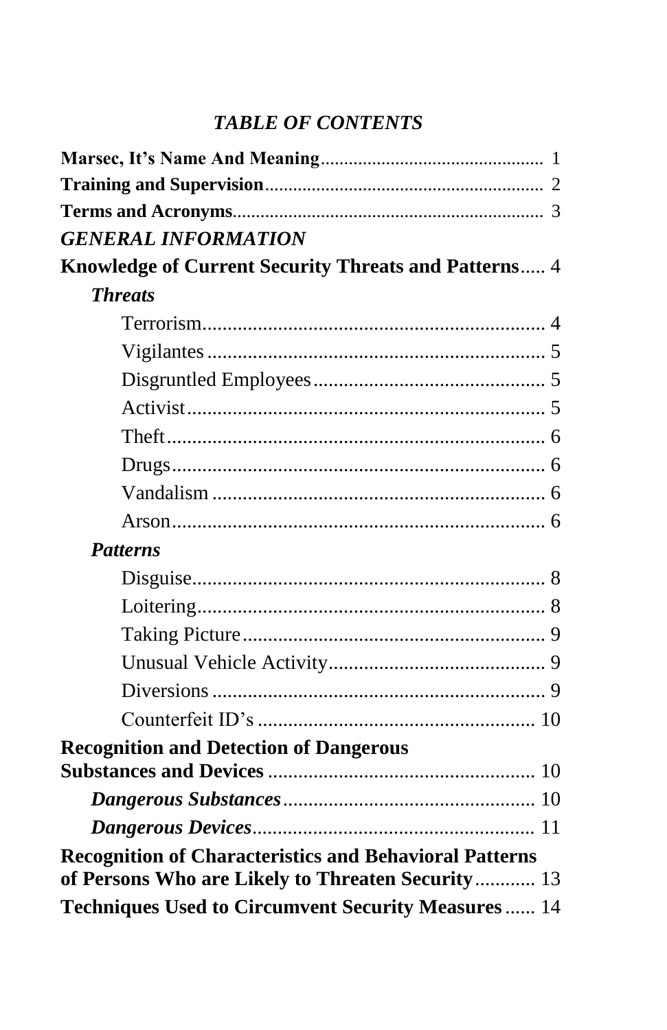# *TABLE OF CONTENTS*

**Marsec, It's Name And Meaning** ........ 1

**Training and Supervision** ........ 2

**Terms and Acronyms** ........ 3

***GENERAL INFORMATION***

**Knowledge of Current Security Threats and Patterns** ..... 4

- ***Threats***
  - Terrorism ........ 4
  - Vigilantes ........ 5
  - Disgruntled Employees ........ 5
  - Activist ........ 5
  - Theft ........ 6
  - Drugs ........ 6
  - Vandalism ........ 6
  - Arson ........ 6
- ***Patterns***
  - Disguise ........ 8
  - Loitering ........ 8
  - Taking Picture ........ 9
  - Unusual Vehicle Activity ........ 9
  - Diversions ........ 9
  - Counterfeit ID's ........ 10

**Recognition and Detection of Dangerous Substances and Devices** ........ 10

- ***Dangerous Substances*** ........ 10
- ***Dangerous Devices*** ........ 11

**Recognition of Characteristics and Behavioral Patterns of Persons Who are Likely to Threaten Security** ........ 13

**Techniques Used to Circumvent Security Measures** ...... 14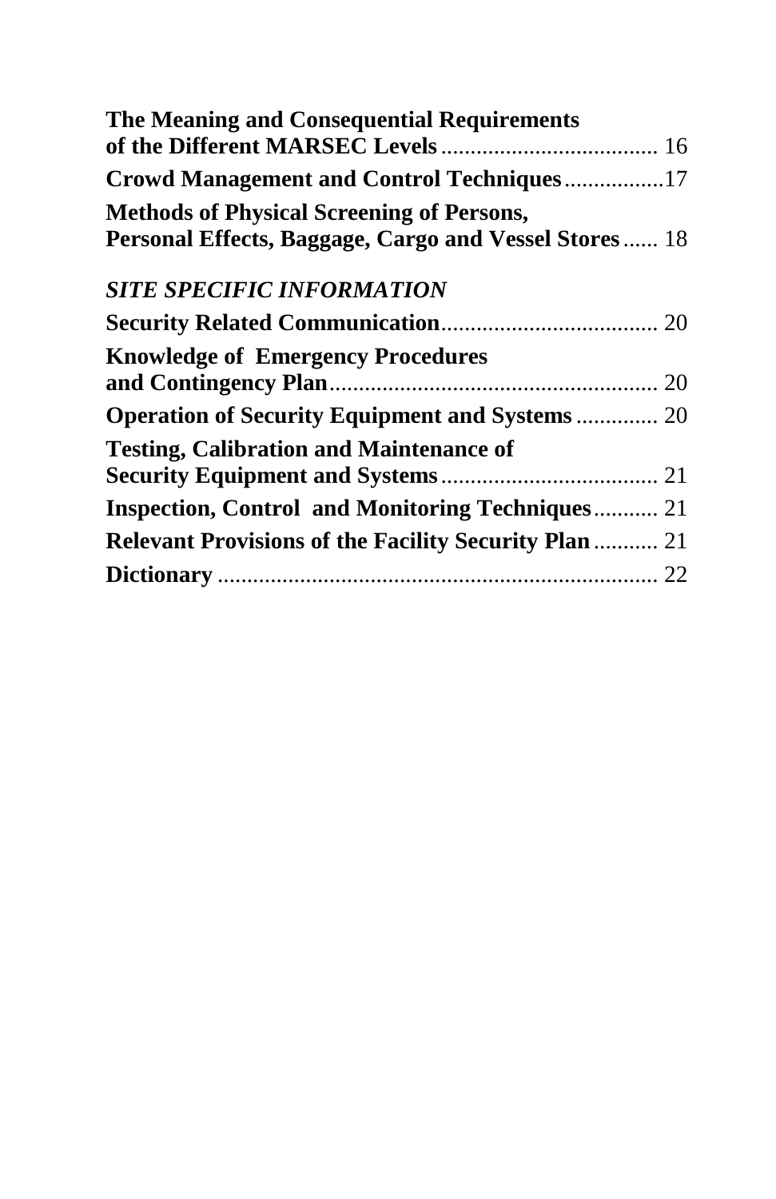**The Meaning and Consequential Requirements of the Different MARSEC Levels** .................................... 16

**Crowd Management and Control Techniques**................17

**Methods of Physical Screening of Persons, Personal Effects, Baggage, Cargo and Vessel Stores** ...... 18

***SITE SPECIFIC INFORMATION***

**Security Related Communication**..................................... 20

**Knowledge of Emergency Procedures and Contingency Plan**......................................................... 20

**Operation of Security Equipment and Systems** .............. 20

**Testing, Calibration and Maintenance of Security Equipment and Systems**..................................... 21

**Inspection, Control and Monitoring Techniques**........... 21

**Relevant Provisions of the Facility Security Plan** ........... 21

**Dictionary** .......................................................................... 22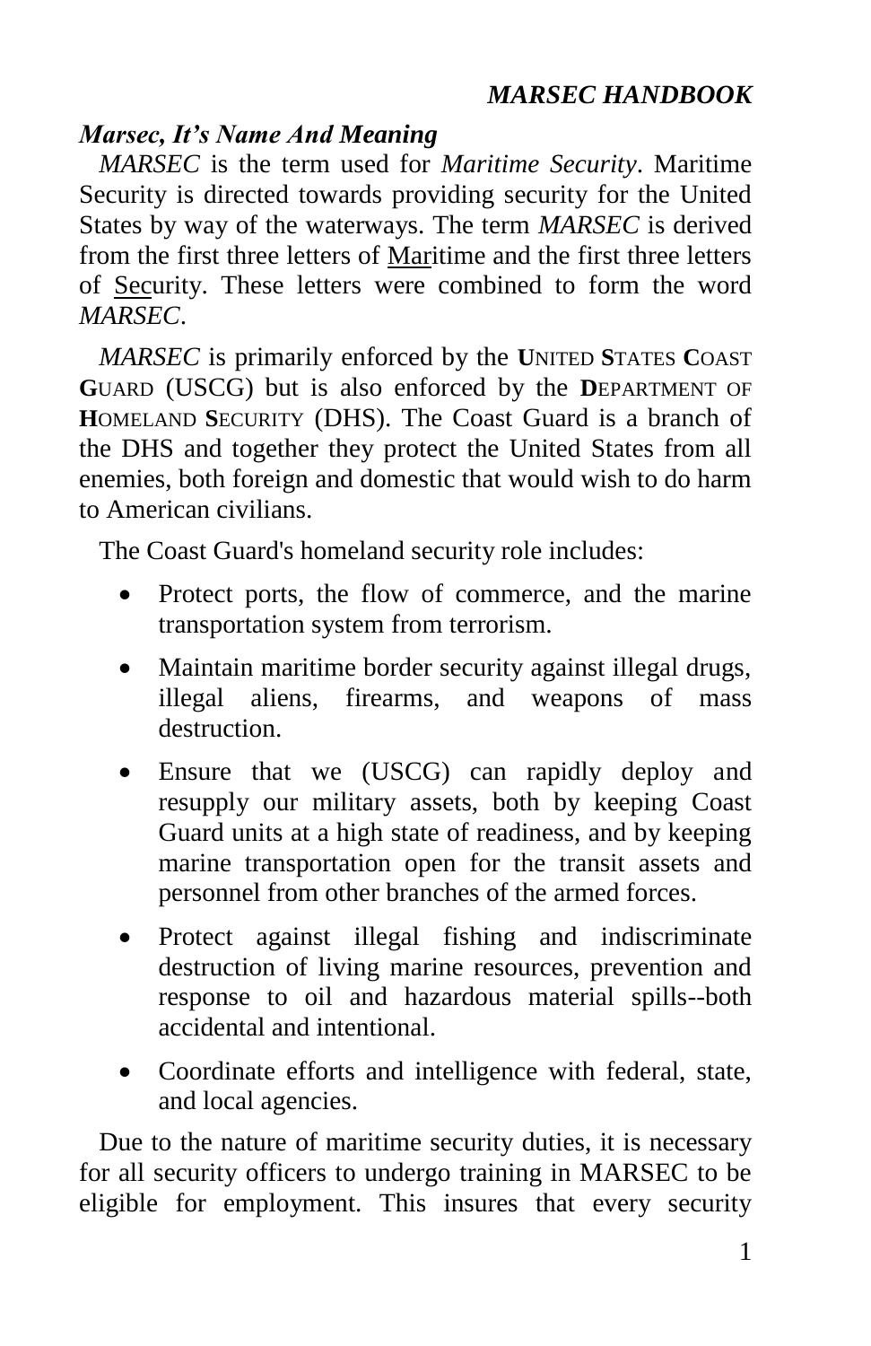## *Marsec, It's Name And Meaning*

*MARSEC* is the term used for *Maritime Security*. Maritime Security is directed towards providing security for the United States by way of the waterways. The term *MARSEC* is derived from the first three letters of Maritime and the first three letters of Security. These letters were combined to form the word *MARSEC*.

*MARSEC* is primarily enforced by the **U**NITED **S**TATES **C**OAST **G**UARD (USCG) but is also enforced by the **D**EPARTMENT OF **H**OMELAND **S**ECURITY (DHS). The Coast Guard is a branch of the DHS and together they protect the United States from all enemies, both foreign and domestic that would wish to do harm to American civilians.

The Coast Guard's homeland security role includes:

- Protect ports, the flow of commerce, and the marine transportation system from terrorism.
- Maintain maritime border security against illegal drugs, illegal aliens, firearms, and weapons of mass destruction.
- Ensure that we (USCG) can rapidly deploy and resupply our military assets, both by keeping Coast Guard units at a high state of readiness, and by keeping marine transportation open for the transit assets and personnel from other branches of the armed forces.
- Protect against illegal fishing and indiscriminate destruction of living marine resources, prevention and response to oil and hazardous material spills--both accidental and intentional.
- Coordinate efforts and intelligence with federal, state, and local agencies.

Due to the nature of maritime security duties, it is necessary for all security officers to undergo training in MARSEC to be eligible for employment. This insures that every security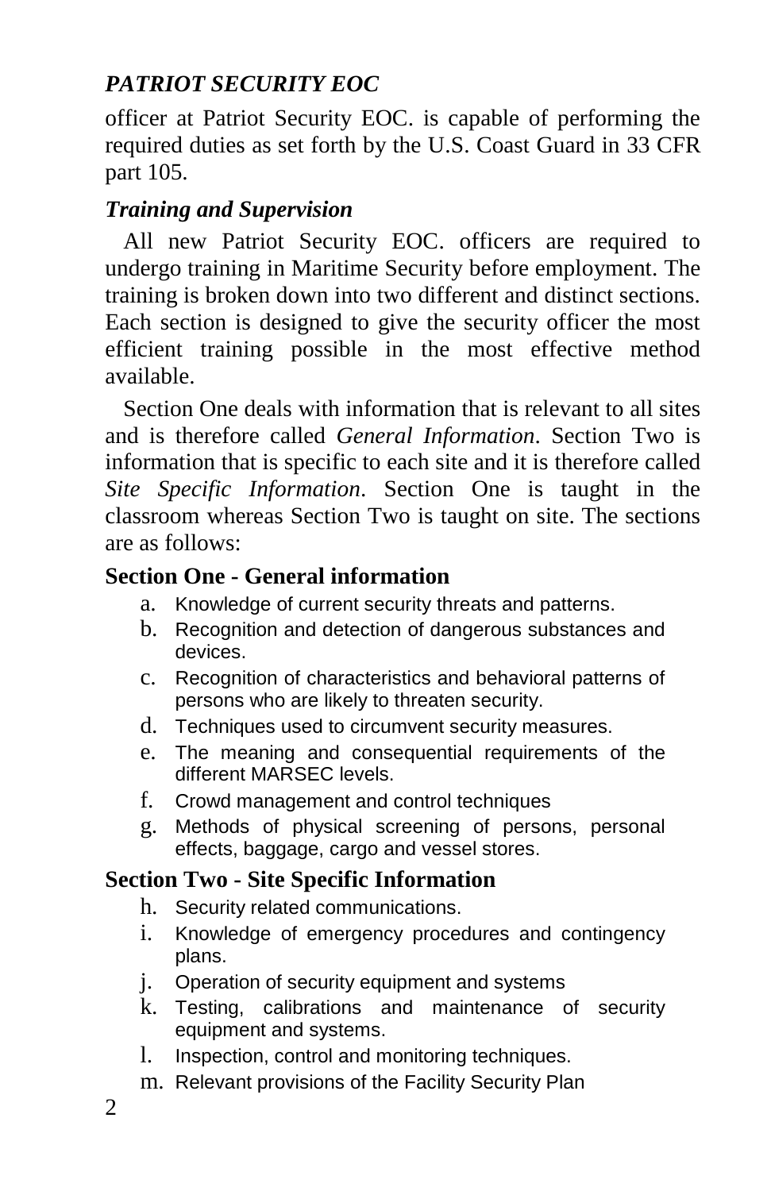officer at Patriot Security EOC. is capable of performing the required duties as set forth by the U.S. Coast Guard in 33 CFR part 105.

### *Training and Supervision*

All new Patriot Security EOC. officers are required to undergo training in Maritime Security before employment. The training is broken down into two different and distinct sections. Each section is designed to give the security officer the most efficient training possible in the most effective method available.

Section One deals with information that is relevant to all sites and is therefore called *General Information*. Section Two is information that is specific to each site and it is therefore called *Site Specific Information*. Section One is taught in the classroom whereas Section Two is taught on site. The sections are as follows:

**Section One - General information**

a. Knowledge of current security threats and patterns.
b. Recognition and detection of dangerous substances and devices.
c. Recognition of characteristics and behavioral patterns of persons who are likely to threaten security.
d. Techniques used to circumvent security measures.
e. The meaning and consequential requirements of the different MARSEC levels.
f. Crowd management and control techniques
g. Methods of physical screening of persons, personal effects, baggage, cargo and vessel stores.

**Section Two - Site Specific Information**

h. Security related communications.
i. Knowledge of emergency procedures and contingency plans.
j. Operation of security equipment and systems
k. Testing, calibrations and maintenance of security equipment and systems.
l. Inspection, control and monitoring techniques.
m. Relevant provisions of the Facility Security Plan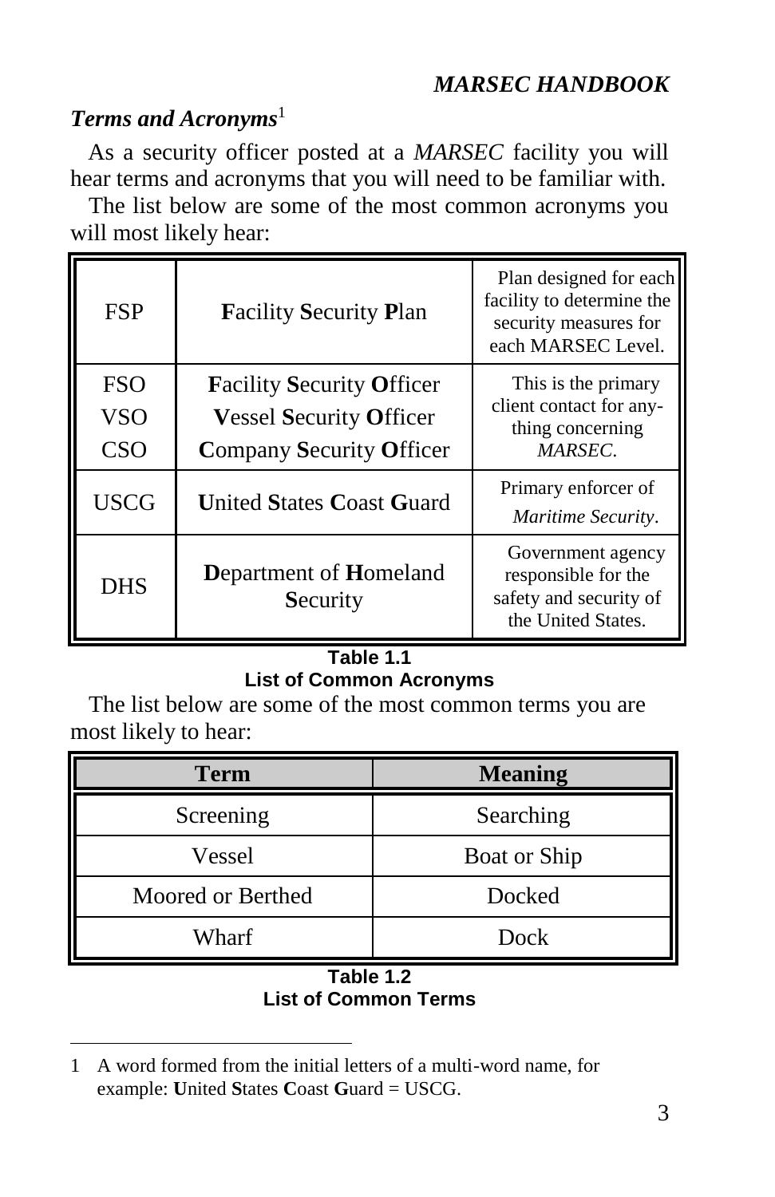## *Terms and Acronyms*[1]

As a security officer posted at a *MARSEC* facility you will hear terms and acronyms that you will need to be familiar with.

The list below are some of the most common acronyms you will most likely hear:

| | | |
|---|---|---|
| FSP | **F**acility **S**ecurity **P**lan | Plan designed for each facility to determine the security measures for each MARSEC Level. |
| FSO<br>VSO<br>CSO | **F**acility **S**ecurity **O**fficer<br>**V**essel **S**ecurity **O**fficer<br>**C**ompany **S**ecurity **O**fficer | This is the primary client contact for anything concerning *MARSEC*. |
| USCG | **U**nited **S**tates **C**oast **G**uard | Primary enforcer of *Maritime Security*. |
| DHS | **D**epartment of **H**omeland **S**ecurity | Government agency responsible for the safety and security of the United States. |

**Table 1.1**
**List of Common Acronyms**

The list below are some of the most common terms you are most likely to hear:

| Term | Meaning |
|---|---|
| Screening | Searching |
| Vessel | Boat or Ship |
| Moored or Berthed | Docked |
| Wharf | Dock |

**Table 1.2**
**List of Common Terms**

---

1 A word formed from the initial letters of a multi-word name, for example: **U**nited **S**tates **C**oast **G**uard = USCG.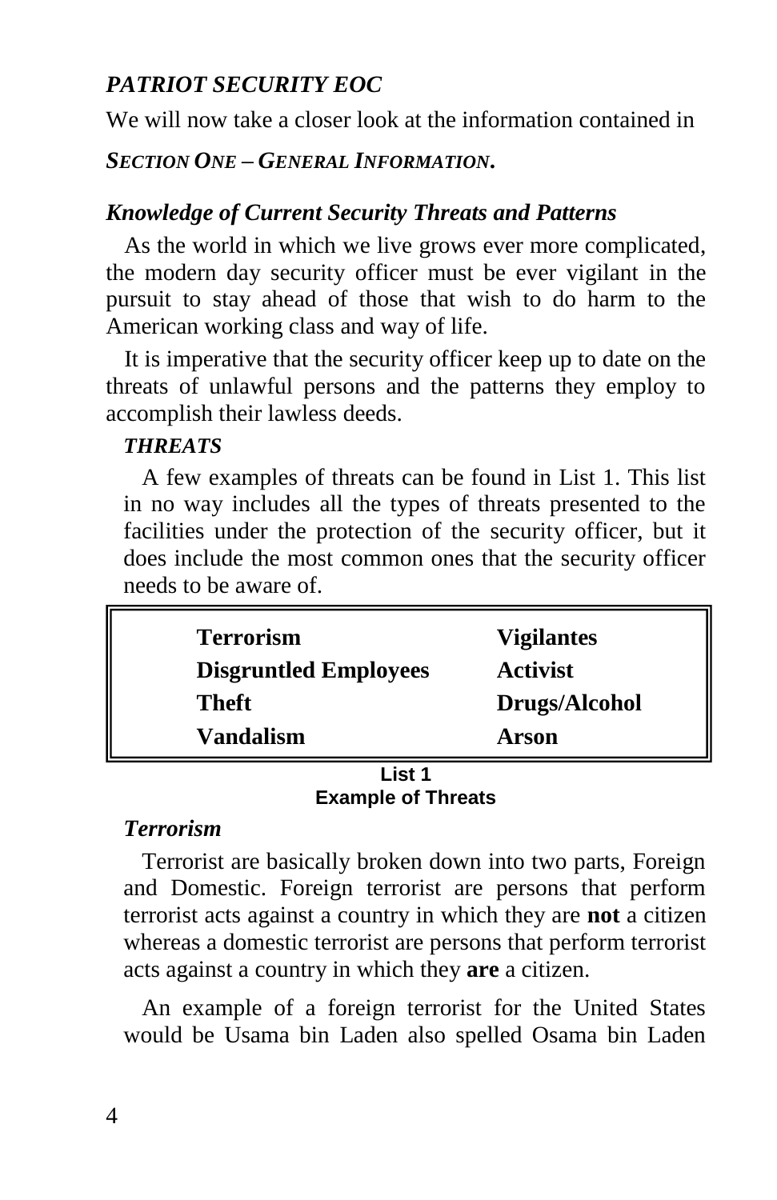*PATRIOT SECURITY EOC*

We will now take a closer look at the information contained in

***SECTION ONE – GENERAL INFORMATION.***

### *Knowledge of Current Security Threats and Patterns*

As the world in which we live grows ever more complicated, the modern day security officer must be ever vigilant in the pursuit to stay ahead of those that wish to do harm to the American working class and way of life.

It is imperative that the security officer keep up to date on the threats of unlawful persons and the patterns they employ to accomplish their lawless deeds.

#### *THREATS*

A few examples of threats can be found in List 1. This list in no way includes all the types of threats presented to the facilities under the protection of the security officer, but it does include the most common ones that the security officer needs to be aware of.

| | |
|---|---|
| **Terrorism** | **Vigilantes** |
| **Disgruntled Employees** | **Activist** |
| **Theft** | **Drugs/Alcohol** |
| **Vandalism** | **Arson** |

**List 1**
**Example of Threats**

#### *Terrorism*

Terrorist are basically broken down into two parts, Foreign and Domestic. Foreign terrorist are persons that perform terrorist acts against a country in which they are **not** a citizen whereas a domestic terrorist are persons that perform terrorist acts against a country in which they **are** a citizen.

An example of a foreign terrorist for the United States would be Usama bin Laden also spelled Osama bin Laden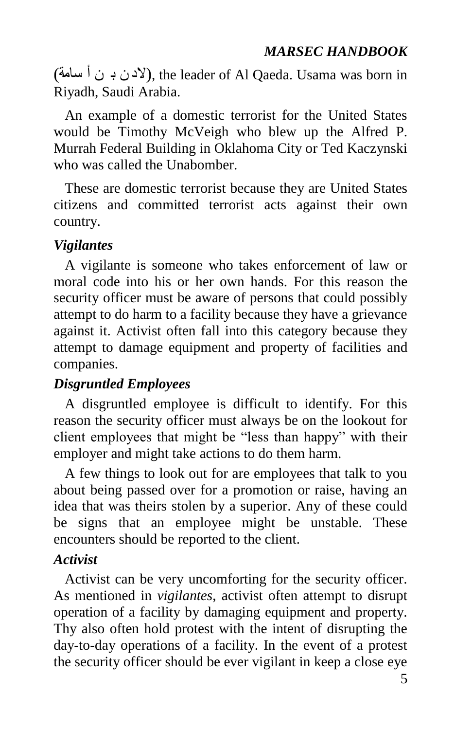(لادن بـ ن أ سامة), the leader of Al Qaeda. Usama was born in Riyadh, Saudi Arabia.

An example of a domestic terrorist for the United States would be Timothy McVeigh who blew up the Alfred P. Murrah Federal Building in Oklahoma City or Ted Kaczynski who was called the Unabomber.

These are domestic terrorist because they are United States citizens and committed terrorist acts against their own country.

### *Vigilantes*

A vigilante is someone who takes enforcement of law or moral code into his or her own hands. For this reason the security officer must be aware of persons that could possibly attempt to do harm to a facility because they have a grievance against it. Activist often fall into this category because they attempt to damage equipment and property of facilities and companies.

### *Disgruntled Employees*

A disgruntled employee is difficult to identify. For this reason the security officer must always be on the lookout for client employees that might be "less than happy" with their employer and might take actions to do them harm.

A few things to look out for are employees that talk to you about being passed over for a promotion or raise, having an idea that was theirs stolen by a superior. Any of these could be signs that an employee might be unstable. These encounters should be reported to the client.

### *Activist*

Activist can be very uncomforting for the security officer. As mentioned in *vigilantes*, activist often attempt to disrupt operation of a facility by damaging equipment and property. Thy also often hold protest with the intent of disrupting the day-to-day operations of a facility. In the event of a protest the security officer should be ever vigilant in keep a close eye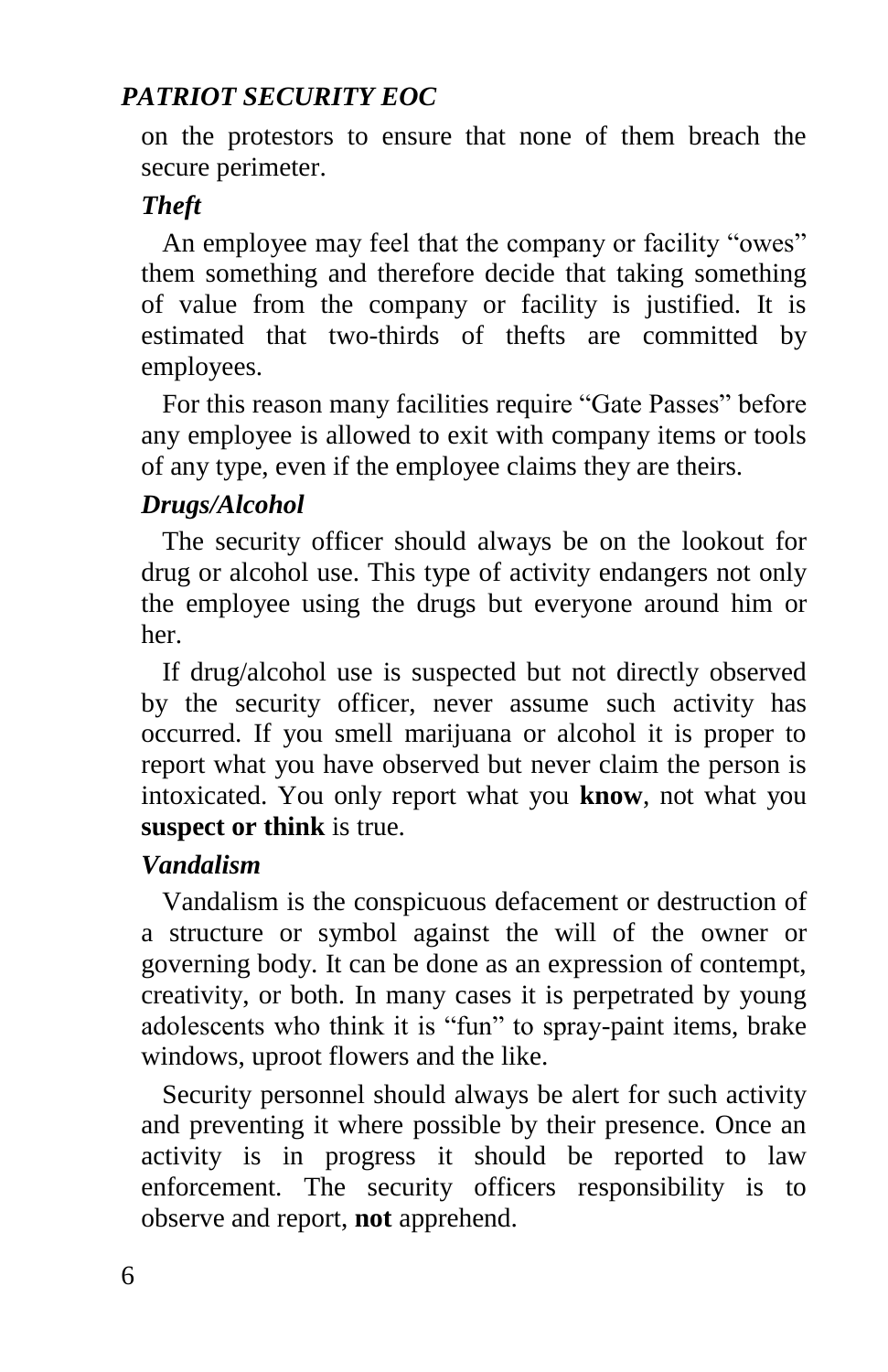on the protestors to ensure that none of them breach the secure perimeter.

### *Theft*

An employee may feel that the company or facility "owes" them something and therefore decide that taking something of value from the company or facility is justified. It is estimated that two-thirds of thefts are committed by employees.

For this reason many facilities require "Gate Passes" before any employee is allowed to exit with company items or tools of any type, even if the employee claims they are theirs.

### *Drugs/Alcohol*

The security officer should always be on the lookout for drug or alcohol use. This type of activity endangers not only the employee using the drugs but everyone around him or her.

If drug/alcohol use is suspected but not directly observed by the security officer, never assume such activity has occurred. If you smell marijuana or alcohol it is proper to report what you have observed but never claim the person is intoxicated. You only report what you **know**, not what you **suspect or think** is true.

### *Vandalism*

Vandalism is the conspicuous defacement or destruction of a structure or symbol against the will of the owner or governing body. It can be done as an expression of contempt, creativity, or both. In many cases it is perpetrated by young adolescents who think it is "fun" to spray-paint items, brake windows, uproot flowers and the like.

Security personnel should always be alert for such activity and preventing it where possible by their presence. Once an activity is in progress it should be reported to law enforcement. The security officers responsibility is to observe and report, **not** apprehend.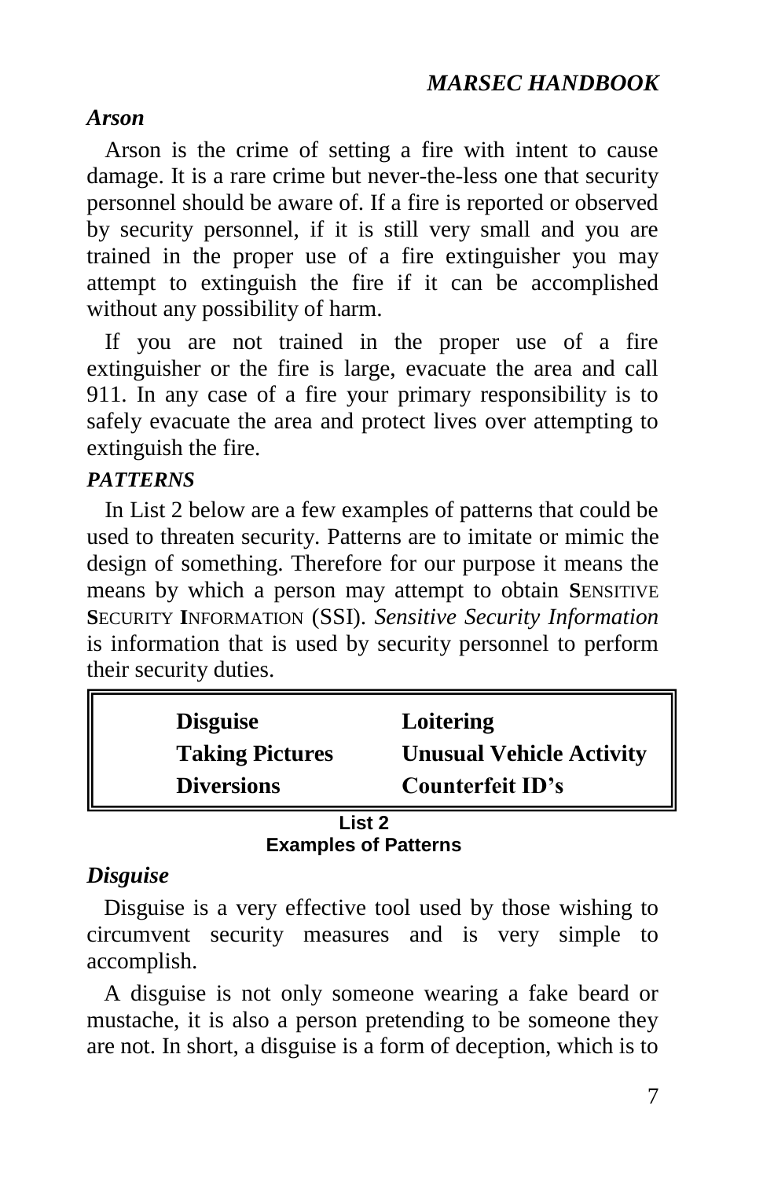### *Arson*

Arson is the crime of setting a fire with intent to cause damage. It is a rare crime but never-the-less one that security personnel should be aware of. If a fire is reported or observed by security personnel, if it is still very small and you are trained in the proper use of a fire extinguisher you may attempt to extinguish the fire if it can be accomplished without any possibility of harm.

If you are not trained in the proper use of a fire extinguisher or the fire is large, evacuate the area and call 911. In any case of a fire your primary responsibility is to safely evacuate the area and protect lives over attempting to extinguish the fire.

### *PATTERNS*

In List 2 below are a few examples of patterns that could be used to threaten security. Patterns are to imitate or mimic the design of something. Therefore for our purpose it means the means by which a person may attempt to obtain **S**ENSITIVE **S**ECURITY **I**NFORMATION (SSI). *Sensitive Security Information* is information that is used by security personnel to perform their security duties.

| | |
|---|---|
| **Disguise** | **Loitering** |
| **Taking Pictures** | **Unusual Vehicle Activity** |
| **Diversions** | **Counterfeit ID's** |

**List 2**
**Examples of Patterns**

### *Disguise*

Disguise is a very effective tool used by those wishing to circumvent security measures and is very simple to accomplish.

A disguise is not only someone wearing a fake beard or mustache, it is also a person pretending to be someone they are not. In short, a disguise is a form of deception, which is to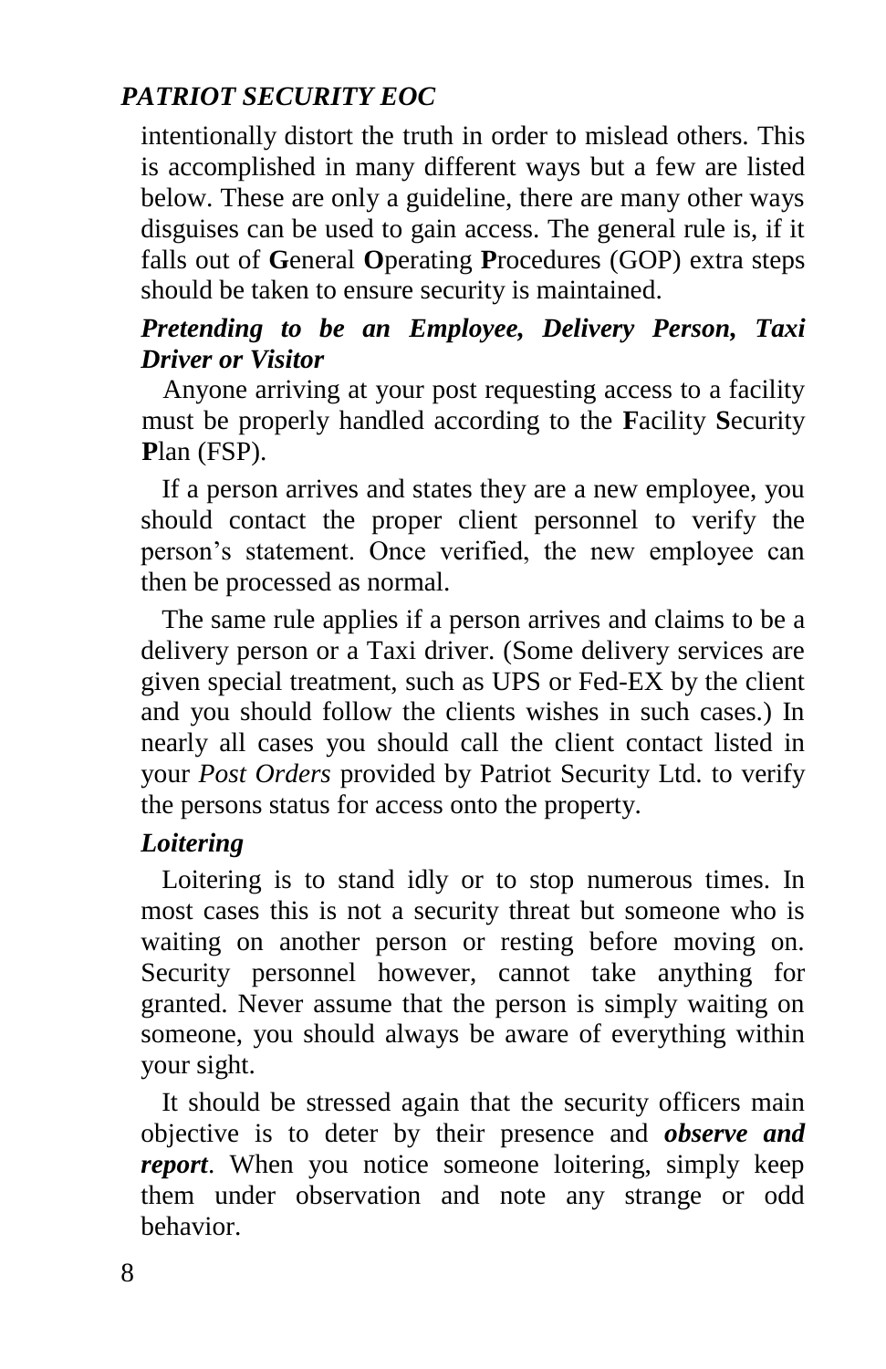intentionally distort the truth in order to mislead others. This is accomplished in many different ways but a few are listed below. These are only a guideline, there are many other ways disguises can be used to gain access. The general rule is, if it falls out of **G**eneral **O**perating **P**rocedures (GOP) extra steps should be taken to ensure security is maintained.

### *Pretending to be an Employee, Delivery Person, Taxi Driver or Visitor*

Anyone arriving at your post requesting access to a facility must be properly handled according to the **F**acility **S**ecurity **P**lan (FSP).

If a person arrives and states they are a new employee, you should contact the proper client personnel to verify the person's statement. Once verified, the new employee can then be processed as normal.

The same rule applies if a person arrives and claims to be a delivery person or a Taxi driver. (Some delivery services are given special treatment, such as UPS or Fed-EX by the client and you should follow the clients wishes in such cases.) In nearly all cases you should call the client contact listed in your *Post Orders* provided by Patriot Security Ltd. to verify the persons status for access onto the property.

### *Loitering*

Loitering is to stand idly or to stop numerous times. In most cases this is not a security threat but someone who is waiting on another person or resting before moving on. Security personnel however, cannot take anything for granted. Never assume that the person is simply waiting on someone, you should always be aware of everything within your sight.

It should be stressed again that the security officers main objective is to deter by their presence and ***observe and report***. When you notice someone loitering, simply keep them under observation and note any strange or odd behavior.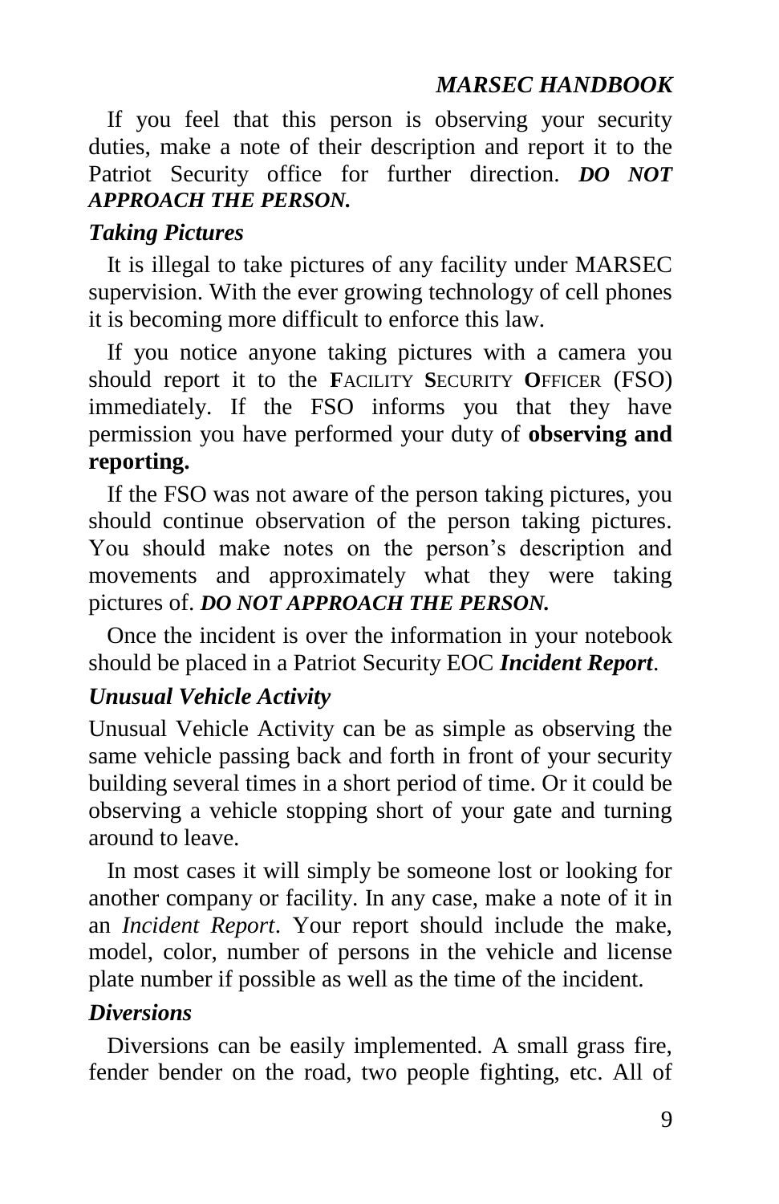If you feel that this person is observing your security duties, make a note of their description and report it to the Patriot Security office for further direction. ***DO NOT APPROACH THE PERSON.***

### *Taking Pictures*

It is illegal to take pictures of any facility under MARSEC supervision. With the ever growing technology of cell phones it is becoming more difficult to enforce this law.

If you notice anyone taking pictures with a camera you should report it to the **F**ACILITY **S**ECURITY **O**FFICER (FSO) immediately. If the FSO informs you that they have permission you have performed your duty of **observing and reporting.**

If the FSO was not aware of the person taking pictures, you should continue observation of the person taking pictures. You should make notes on the person's description and movements and approximately what they were taking pictures of. ***DO NOT APPROACH THE PERSON.***

Once the incident is over the information in your notebook should be placed in a Patriot Security EOC ***Incident Report***.

### *Unusual Vehicle Activity*

Unusual Vehicle Activity can be as simple as observing the same vehicle passing back and forth in front of your security building several times in a short period of time. Or it could be observing a vehicle stopping short of your gate and turning around to leave.

In most cases it will simply be someone lost or looking for another company or facility. In any case, make a note of it in an *Incident Report*. Your report should include the make, model, color, number of persons in the vehicle and license plate number if possible as well as the time of the incident.

### *Diversions*

Diversions can be easily implemented. A small grass fire, fender bender on the road, two people fighting, etc. All of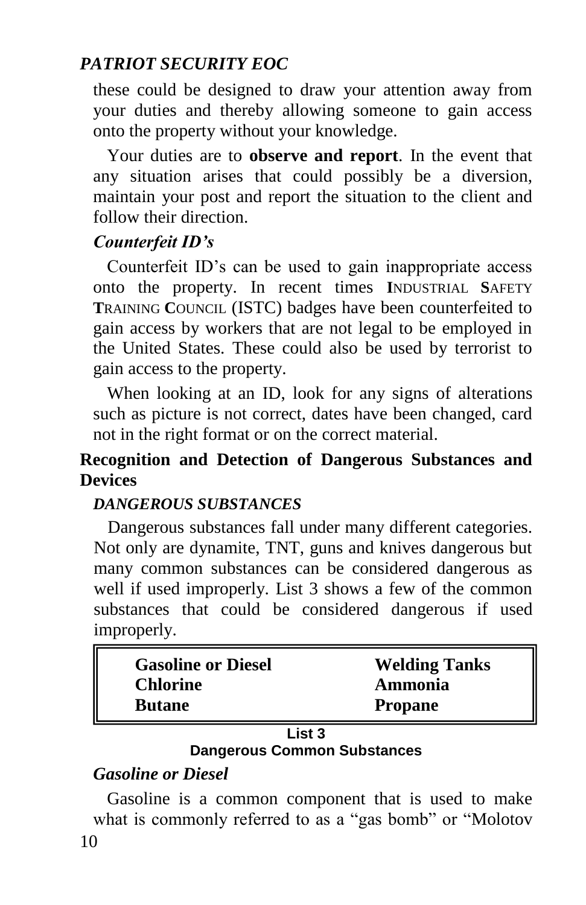these could be designed to draw your attention away from your duties and thereby allowing someone to gain access onto the property without your knowledge.

Your duties are to **observe and report**. In the event that any situation arises that could possibly be a diversion, maintain your post and report the situation to the client and follow their direction.

### *Counterfeit ID's*

Counterfeit ID's can be used to gain inappropriate access onto the property. In recent times **I**NDUSTRIAL **S**AFETY **T**RAINING **C**OUNCIL (ISTC) badges have been counterfeited to gain access by workers that are not legal to be employed in the United States. These could also be used by terrorist to gain access to the property.

When looking at an ID, look for any signs of alterations such as picture is not correct, dates have been changed, card not in the right format or on the correct material.

## Recognition and Detection of Dangerous Substances and Devices

### *DANGEROUS SUBSTANCES*

Dangerous substances fall under many different categories. Not only are dynamite, TNT, guns and knives dangerous but many common substances can be considered dangerous as well if used improperly. List 3 shows a few of the common substances that could be considered dangerous if used improperly.

| | |
|---|---|
| **Gasoline or Diesel** | **Welding Tanks** |
| **Chlorine** | **Ammonia** |
| **Butane** | **Propane** |

**List 3**
**Dangerous Common Substances**

### *Gasoline or Diesel*

Gasoline is a common component that is used to make what is commonly referred to as a "gas bomb" or "Molotov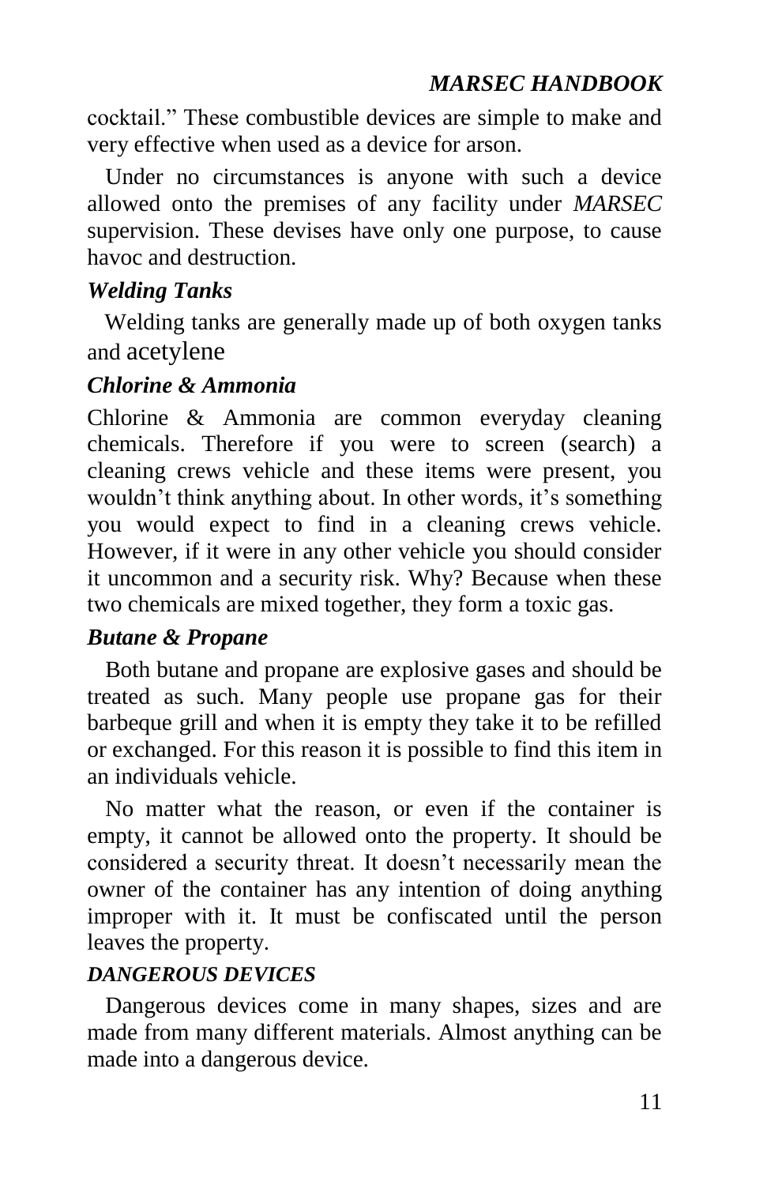cocktail." These combustible devices are simple to make and very effective when used as a device for arson.

Under no circumstances is anyone with such a device allowed onto the premises of any facility under *MARSEC* supervision. These devises have only one purpose, to cause havoc and destruction.

### *Welding Tanks*

Welding tanks are generally made up of both oxygen tanks and acetylene

### *Chlorine & Ammonia*

Chlorine & Ammonia are common everyday cleaning chemicals. Therefore if you were to screen (search) a cleaning crews vehicle and these items were present, you wouldn't think anything about. In other words, it's something you would expect to find in a cleaning crews vehicle. However, if it were in any other vehicle you should consider it uncommon and a security risk. Why? Because when these two chemicals are mixed together, they form a toxic gas.

### *Butane & Propane*

Both butane and propane are explosive gases and should be treated as such. Many people use propane gas for their barbeque grill and when it is empty they take it to be refilled or exchanged. For this reason it is possible to find this item in an individuals vehicle.

No matter what the reason, or even if the container is empty, it cannot be allowed onto the property. It should be considered a security threat. It doesn't necessarily mean the owner of the container has any intention of doing anything improper with it. It must be confiscated until the person leaves the property.

### *DANGEROUS DEVICES*

Dangerous devices come in many shapes, sizes and are made from many different materials. Almost anything can be made into a dangerous device.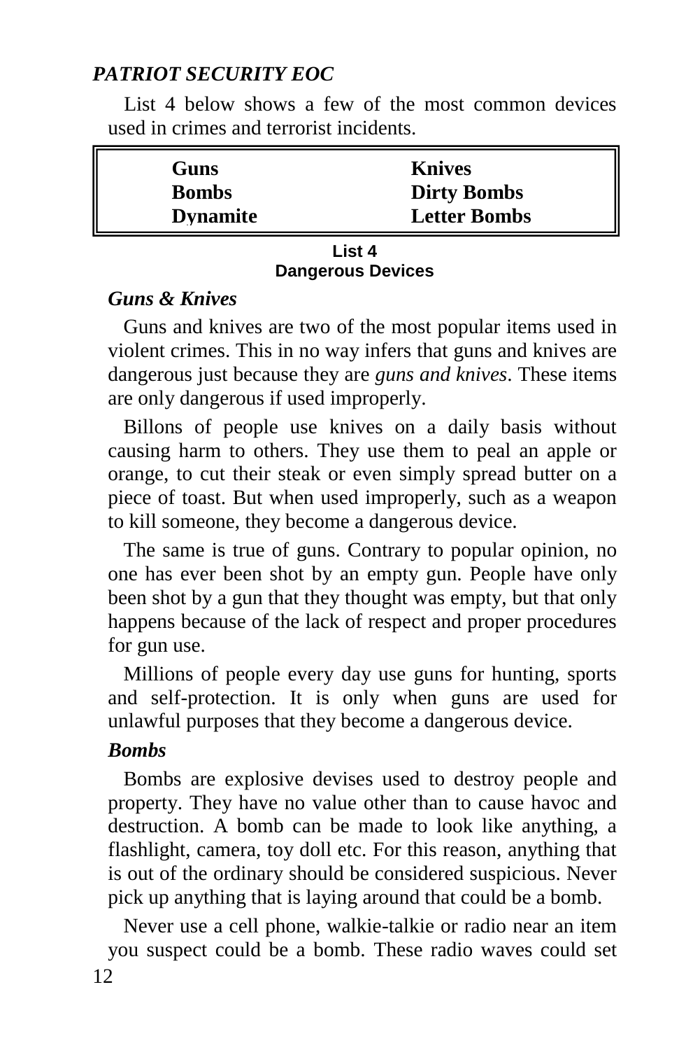List 4 below shows a few of the most common devices used in crimes and terrorist incidents.

| | |
|---|---|
| **Guns** | **Knives** |
| **Bombs** | **Dirty Bombs** |
| **Dynamite** | **Letter Bombs** |

**List 4**
**Dangerous Devices**

### *Guns & Knives*

Guns and knives are two of the most popular items used in violent crimes. This in no way infers that guns and knives are dangerous just because they are *guns and knives*. These items are only dangerous if used improperly.

Billons of people use knives on a daily basis without causing harm to others. They use them to peal an apple or orange, to cut their steak or even simply spread butter on a piece of toast. But when used improperly, such as a weapon to kill someone, they become a dangerous device.

The same is true of guns. Contrary to popular opinion, no one has ever been shot by an empty gun. People have only been shot by a gun that they thought was empty, but that only happens because of the lack of respect and proper procedures for gun use.

Millions of people every day use guns for hunting, sports and self-protection. It is only when guns are used for unlawful purposes that they become a dangerous device.

### *Bombs*

Bombs are explosive devises used to destroy people and property. They have no value other than to cause havoc and destruction. A bomb can be made to look like anything, a flashlight, camera, toy doll etc. For this reason, anything that is out of the ordinary should be considered suspicious. Never pick up anything that is laying around that could be a bomb.

Never use a cell phone, walkie-talkie or radio near an item you suspect could be a bomb. These radio waves could set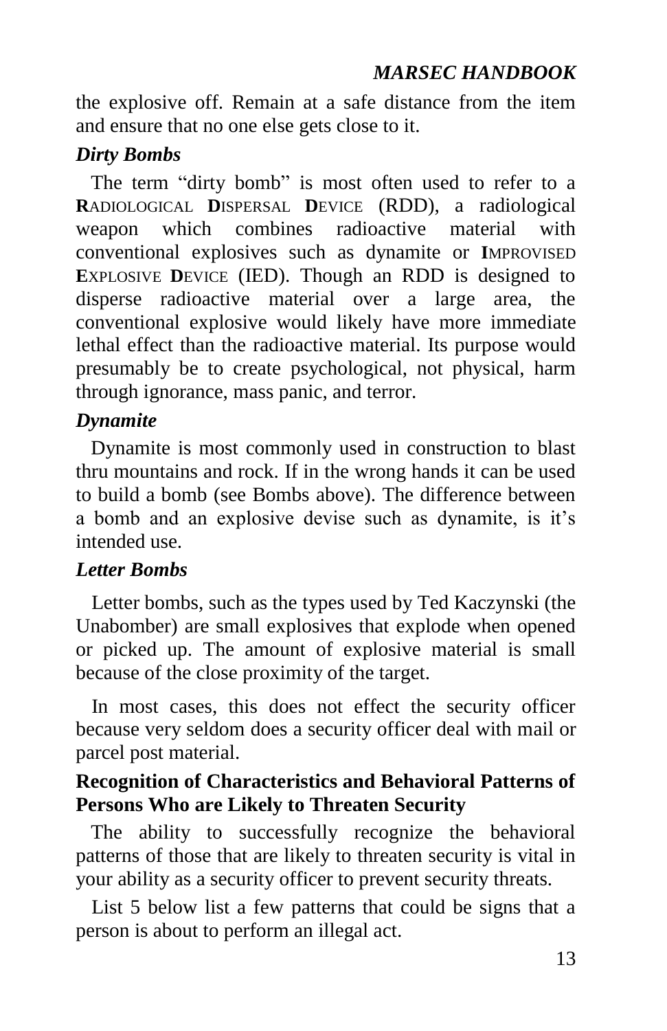the explosive off. Remain at a safe distance from the item and ensure that no one else gets close to it.

### *Dirty Bombs*

The term "dirty bomb" is most often used to refer to a **R**ADIOLOGICAL **D**ISPERSAL **D**EVICE (RDD), a radiological weapon which combines radioactive material with conventional explosives such as dynamite or **I**MPROVISED **E**XPLOSIVE **D**EVICE (IED). Though an RDD is designed to disperse radioactive material over a large area, the conventional explosive would likely have more immediate lethal effect than the radioactive material. Its purpose would presumably be to create psychological, not physical, harm through ignorance, mass panic, and terror.

### *Dynamite*

Dynamite is most commonly used in construction to blast thru mountains and rock. If in the wrong hands it can be used to build a bomb (see Bombs above). The difference between a bomb and an explosive devise such as dynamite, is it's intended use.

### *Letter Bombs*

Letter bombs, such as the types used by Ted Kaczynski (the Unabomber) are small explosives that explode when opened or picked up. The amount of explosive material is small because of the close proximity of the target.

In most cases, this does not effect the security officer because very seldom does a security officer deal with mail or parcel post material.

## Recognition of Characteristics and Behavioral Patterns of Persons Who are Likely to Threaten Security

The ability to successfully recognize the behavioral patterns of those that are likely to threaten security is vital in your ability as a security officer to prevent security threats.

List 5 below list a few patterns that could be signs that a person is about to perform an illegal act.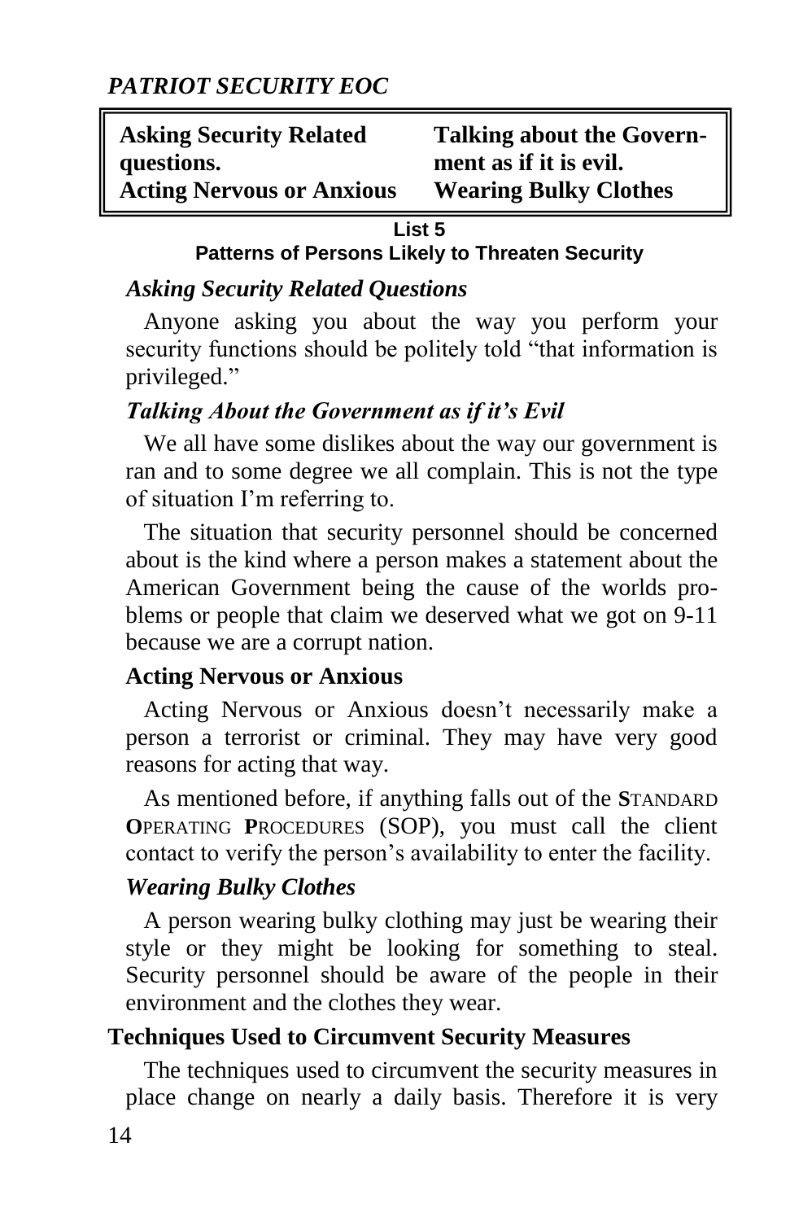| Asking Security Related questions. | Talking about the Government as if it is evil. |
|---|---|
| Acting Nervous or Anxious | Wearing Bulky Clothes |

**List 5**
**Patterns of Persons Likely to Threaten Security**

### *Asking Security Related Questions*

Anyone asking you about the way you perform your security functions should be politely told "that information is privileged."

### *Talking About the Government as if it's Evil*

We all have some dislikes about the way our government is ran and to some degree we all complain. This is not the type of situation I'm referring to.

The situation that security personnel should be concerned about is the kind where a person makes a statement about the American Government being the cause of the worlds problems or people that claim we deserved what we got on 9-11 because we are a corrupt nation.

### Acting Nervous or Anxious

Acting Nervous or Anxious doesn't necessarily make a person a terrorist or criminal. They may have very good reasons for acting that way.

As mentioned before, if anything falls out of the **S**TANDARD **O**PERATING **P**ROCEDURES (SOP), you must call the client contact to verify the person's availability to enter the facility.

### *Wearing Bulky Clothes*

A person wearing bulky clothing may just be wearing their style or they might be looking for something to steal. Security personnel should be aware of the people in their environment and the clothes they wear.

## Techniques Used to Circumvent Security Measures

The techniques used to circumvent the security measures in place change on nearly a daily basis. Therefore it is very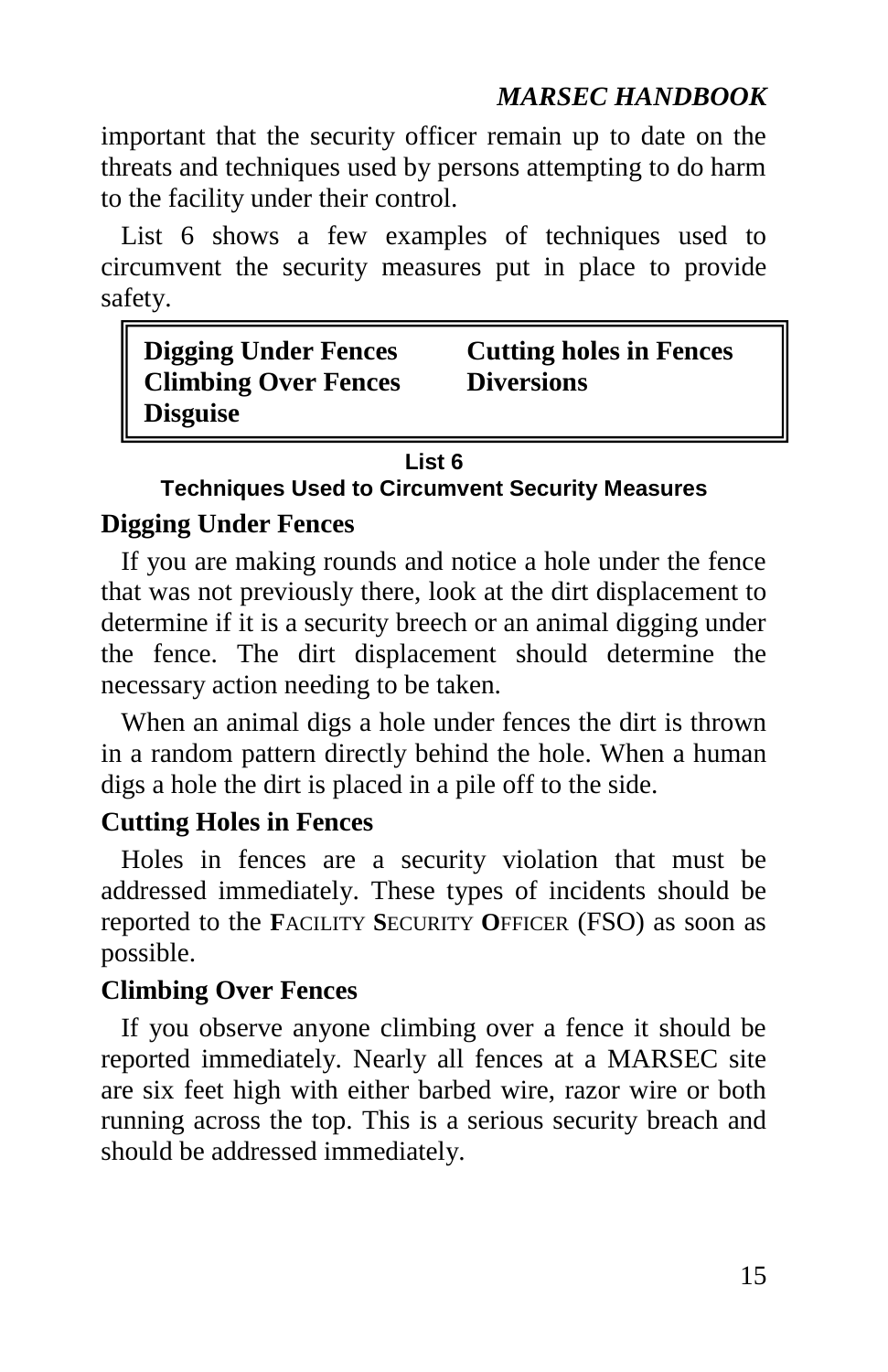important that the security officer remain up to date on the threats and techniques used by persons attempting to do harm to the facility under their control.

List 6 shows a few examples of techniques used to circumvent the security measures put in place to provide safety.

| | |
|---|---|
| **Digging Under Fences** | **Cutting holes in Fences** |
| **Climbing Over Fences** | **Diversions** |
| **Disguise** | |

**List 6**
**Techniques Used to Circumvent Security Measures**

### Digging Under Fences

If you are making rounds and notice a hole under the fence that was not previously there, look at the dirt displacement to determine if it is a security breech or an animal digging under the fence. The dirt displacement should determine the necessary action needing to be taken.

When an animal digs a hole under fences the dirt is thrown in a random pattern directly behind the hole. When a human digs a hole the dirt is placed in a pile off to the side.

### Cutting Holes in Fences

Holes in fences are a security violation that must be addressed immediately. These types of incidents should be reported to the **F**ACILITY **S**ECURITY **O**FFICER (FSO) as soon as possible.

### Climbing Over Fences

If you observe anyone climbing over a fence it should be reported immediately. Nearly all fences at a MARSEC site are six feet high with either barbed wire, razor wire or both running across the top. This is a serious security breach and should be addressed immediately.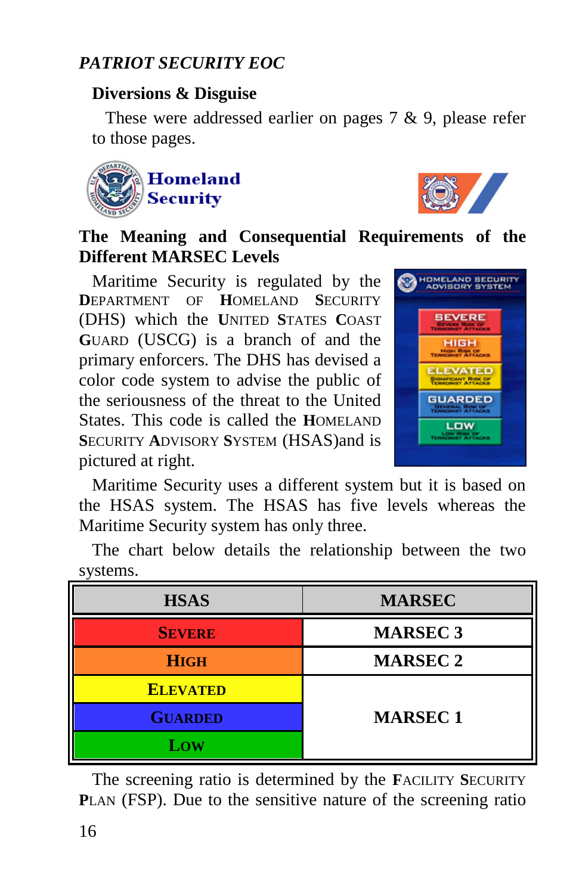## Diversions & Disguise

These were addressed earlier on pages 7 & 9, please refer to those pages.

## The Meaning and Consequential Requirements of the Different MARSEC Levels

Maritime Security is regulated by the DEPARTMENT OF HOMELAND SECURITY (DHS) which the UNITED STATES COAST GUARD (USCG) is a branch of and the primary enforcers. The DHS has devised a color code system to advise the public of the seriousness of the threat to the United States. This code is called the HOMELAND SECURITY ADVISORY SYSTEM (HSAS)and is pictured at right.

Maritime Security uses a different system but it is based on the HSAS system. The HSAS has five levels whereas the Maritime Security system has only three.

The chart below details the relationship between the two systems.

| HSAS | MARSEC |
|---|---|
| SEVERE | MARSEC 3 |
| HIGH | MARSEC 2 |
| ELEVATED | MARSEC 1 |
| GUARDED | |
| LOW | |

The screening ratio is determined by the FACILITY SECURITY PLAN (FSP). Due to the sensitive nature of the screening ratio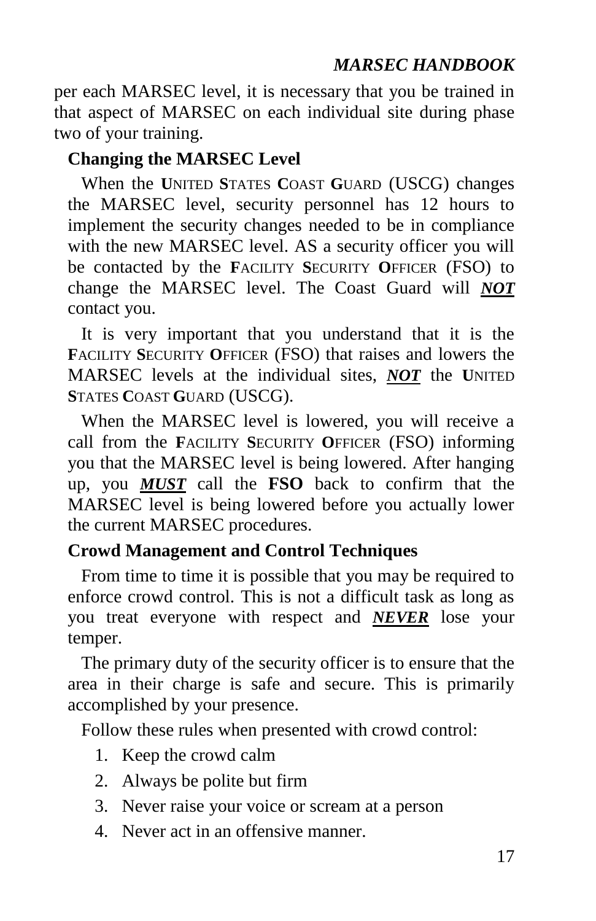per each MARSEC level, it is necessary that you be trained in that aspect of MARSEC on each individual site during phase two of your training.

### Changing the MARSEC Level

When the **U**NITED **S**TATES **C**OAST **G**UARD (USCG) changes the MARSEC level, security personnel has 12 hours to implement the security changes needed to be in compliance with the new MARSEC level. AS a security officer you will be contacted by the **F**ACILITY **S**ECURITY **O**FFICER (FSO) to change the MARSEC level. The Coast Guard will ***NOT*** contact you.

It is very important that you understand that it is the **F**ACILITY **S**ECURITY **O**FFICER (FSO) that raises and lowers the MARSEC levels at the individual sites, ***NOT*** the **U**NITED **S**TATES **C**OAST **G**UARD (USCG).

When the MARSEC level is lowered, you will receive a call from the **F**ACILITY **S**ECURITY **O**FFICER (FSO) informing you that the MARSEC level is being lowered. After hanging up, you ***MUST*** call the **FSO** back to confirm that the MARSEC level is being lowered before you actually lower the current MARSEC procedures.

### Crowd Management and Control Techniques

From time to time it is possible that you may be required to enforce crowd control. This is not a difficult task as long as you treat everyone with respect and ***NEVER*** lose your temper.

The primary duty of the security officer is to ensure that the area in their charge is safe and secure. This is primarily accomplished by your presence.

Follow these rules when presented with crowd control:

1. Keep the crowd calm
2. Always be polite but firm
3. Never raise your voice or scream at a person
4. Never act in an offensive manner.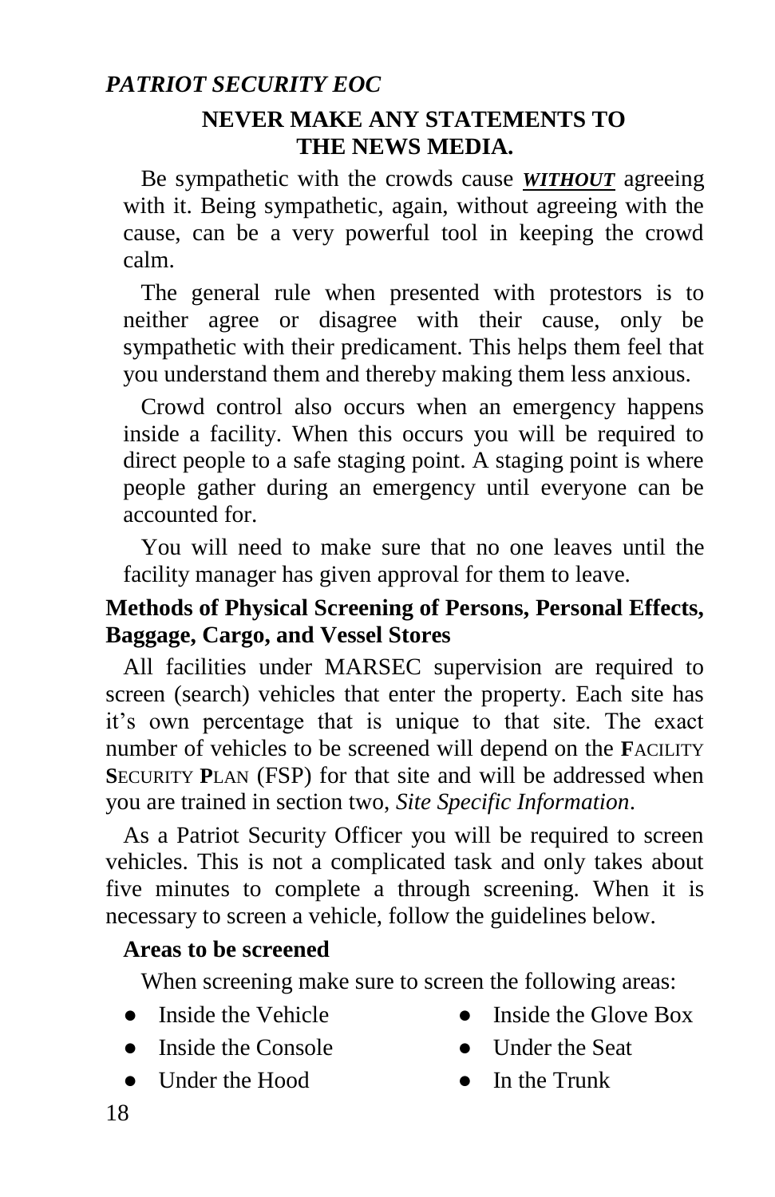**NEVER MAKE ANY STATEMENTS TO THE NEWS MEDIA.**

Be sympathetic with the crowds cause ***WITHOUT*** agreeing with it. Being sympathetic, again, without agreeing with the cause, can be a very powerful tool in keeping the crowd calm.

The general rule when presented with protestors is to neither agree or disagree with their cause, only be sympathetic with their predicament. This helps them feel that you understand them and thereby making them less anxious.

Crowd control also occurs when an emergency happens inside a facility. When this occurs you will be required to direct people to a safe staging point. A staging point is where people gather during an emergency until everyone can be accounted for.

You will need to make sure that no one leaves until the facility manager has given approval for them to leave.

### Methods of Physical Screening of Persons, Personal Effects, Baggage, Cargo, and Vessel Stores

All facilities under MARSEC supervision are required to screen (search) vehicles that enter the property. Each site has it's own percentage that is unique to that site. The exact number of vehicles to be screened will depend on the **F**ACILITY **S**ECURITY **P**LAN (FSP) for that site and will be addressed when you are trained in section two, *Site Specific Information*.

As a Patriot Security Officer you will be required to screen vehicles. This is not a complicated task and only takes about five minutes to complete a through screening. When it is necessary to screen a vehicle, follow the guidelines below.

#### Areas to be screened

When screening make sure to screen the following areas:

- Inside the Vehicle
- Inside the Glove Box
- Inside the Console
- Under the Seat
- Under the Hood
- In the Trunk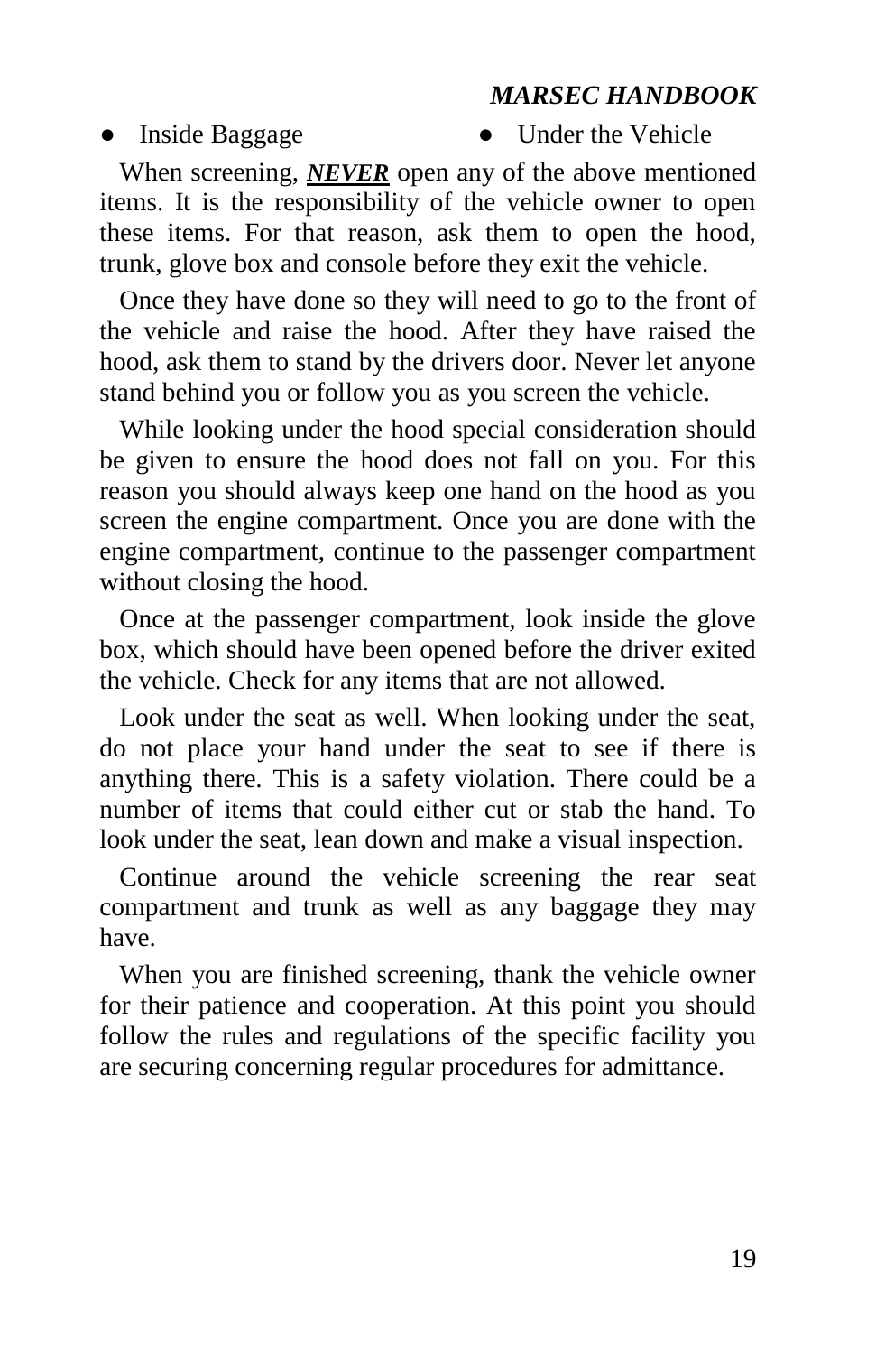- Inside Baggage
- Under the Vehicle

When screening, ***NEVER*** open any of the above mentioned items. It is the responsibility of the vehicle owner to open these items. For that reason, ask them to open the hood, trunk, glove box and console before they exit the vehicle.

Once they have done so they will need to go to the front of the vehicle and raise the hood. After they have raised the hood, ask them to stand by the drivers door. Never let anyone stand behind you or follow you as you screen the vehicle.

While looking under the hood special consideration should be given to ensure the hood does not fall on you. For this reason you should always keep one hand on the hood as you screen the engine compartment. Once you are done with the engine compartment, continue to the passenger compartment without closing the hood.

Once at the passenger compartment, look inside the glove box, which should have been opened before the driver exited the vehicle. Check for any items that are not allowed.

Look under the seat as well. When looking under the seat, do not place your hand under the seat to see if there is anything there. This is a safety violation. There could be a number of items that could either cut or stab the hand. To look under the seat, lean down and make a visual inspection.

Continue around the vehicle screening the rear seat compartment and trunk as well as any baggage they may have.

When you are finished screening, thank the vehicle owner for their patience and cooperation. At this point you should follow the rules and regulations of the specific facility you are securing concerning regular procedures for admittance.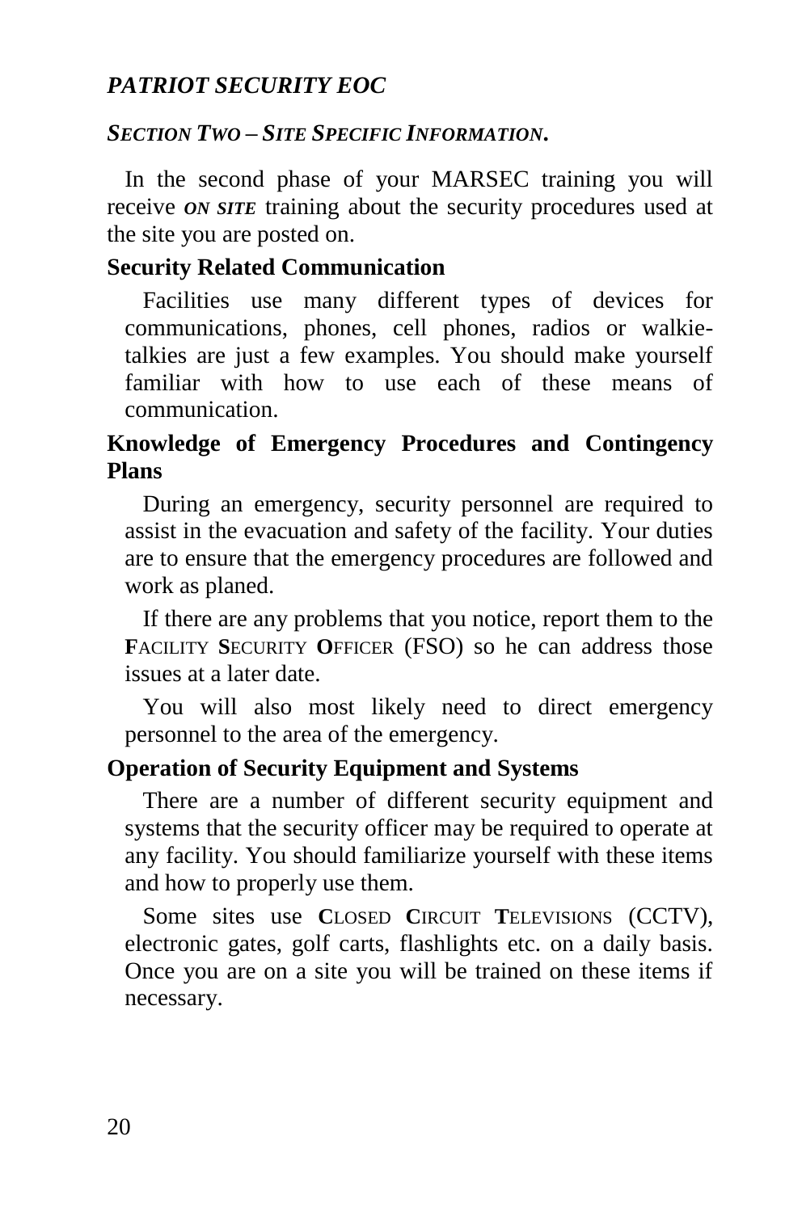*PATRIOT SECURITY EOC*

## *SECTION TWO – SITE SPECIFIC INFORMATION.*

In the second phase of your MARSEC training you will receive ***ON SITE*** training about the security procedures used at the site you are posted on.

### Security Related Communication

Facilities use many different types of devices for communications, phones, cell phones, radios or walkie-talkies are just a few examples. You should make yourself familiar with how to use each of these means of communication.

### Knowledge of Emergency Procedures and Contingency Plans

During an emergency, security personnel are required to assist in the evacuation and safety of the facility. Your duties are to ensure that the emergency procedures are followed and work as planed.

If there are any problems that you notice, report them to the **F**ACILITY **S**ECURITY **O**FFICER (FSO) so he can address those issues at a later date.

You will also most likely need to direct emergency personnel to the area of the emergency.

### Operation of Security Equipment and Systems

There are a number of different security equipment and systems that the security officer may be required to operate at any facility. You should familiarize yourself with these items and how to properly use them.

Some sites use **C**LOSED **C**IRCUIT **T**ELEVISIONS (CCTV), electronic gates, golf carts, flashlights etc. on a daily basis. Once you are on a site you will be trained on these items if necessary.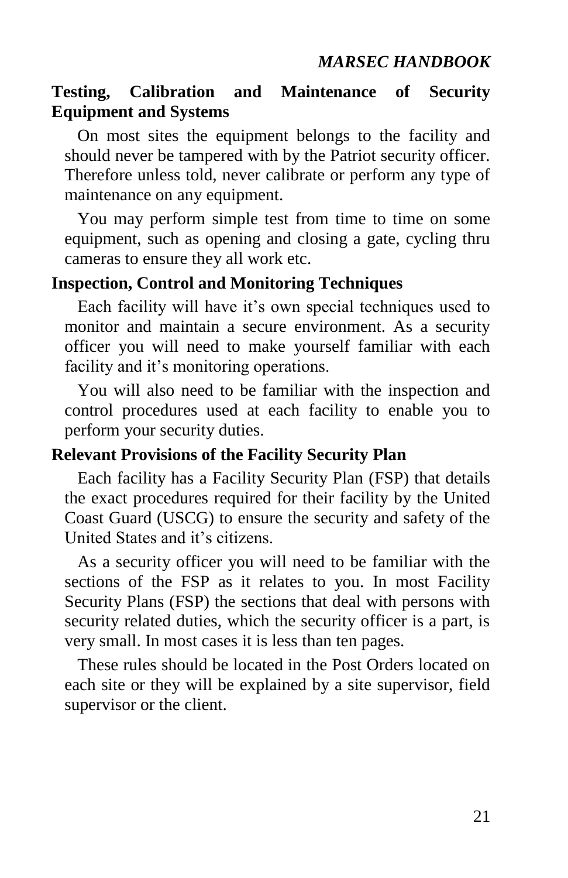## Testing, Calibration and Maintenance of Security Equipment and Systems

On most sites the equipment belongs to the facility and should never be tampered with by the Patriot security officer. Therefore unless told, never calibrate or perform any type of maintenance on any equipment.

You may perform simple test from time to time on some equipment, such as opening and closing a gate, cycling thru cameras to ensure they all work etc.

## Inspection, Control and Monitoring Techniques

Each facility will have it's own special techniques used to monitor and maintain a secure environment. As a security officer you will need to make yourself familiar with each facility and it's monitoring operations.

You will also need to be familiar with the inspection and control procedures used at each facility to enable you to perform your security duties.

## Relevant Provisions of the Facility Security Plan

Each facility has a Facility Security Plan (FSP) that details the exact procedures required for their facility by the United Coast Guard (USCG) to ensure the security and safety of the United States and it's citizens.

As a security officer you will need to be familiar with the sections of the FSP as it relates to you. In most Facility Security Plans (FSP) the sections that deal with persons with security related duties, which the security officer is a part, is very small. In most cases it is less than ten pages.

These rules should be located in the Post Orders located on each site or they will be explained by a site supervisor, field supervisor or the client.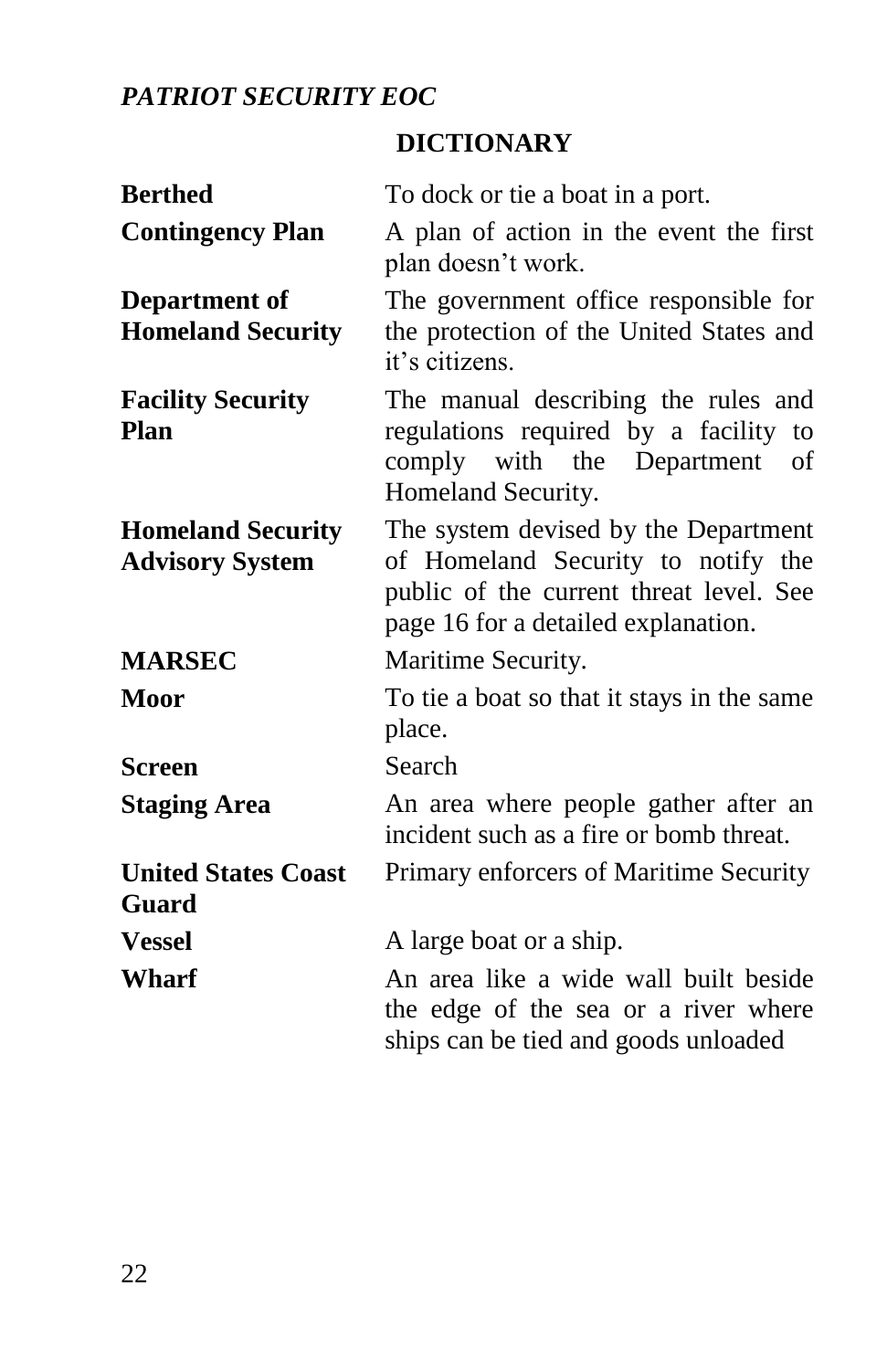## DICTIONARY

| | |
|---|---|
| **Berthed** | To dock or tie a boat in a port. |
| **Contingency Plan** | A plan of action in the event the first plan doesn't work. |
| **Department of Homeland Security** | The government office responsible for the protection of the United States and it's citizens. |
| **Facility Security Plan** | The manual describing the rules and regulations required by a facility to comply with the Department of Homeland Security. |
| **Homeland Security Advisory System** | The system devised by the Department of Homeland Security to notify the public of the current threat level. See page 16 for a detailed explanation. |
| **MARSEC** | Maritime Security. |
| **Moor** | To tie a boat so that it stays in the same place. |
| **Screen** | Search |
| **Staging Area** | An area where people gather after an incident such as a fire or bomb threat. |
| **United States Coast Guard** | Primary enforcers of Maritime Security |
| **Vessel** | A large boat or a ship. |
| **Wharf** | An area like a wide wall built beside the edge of the sea or a river where ships can be tied and goods unloaded |